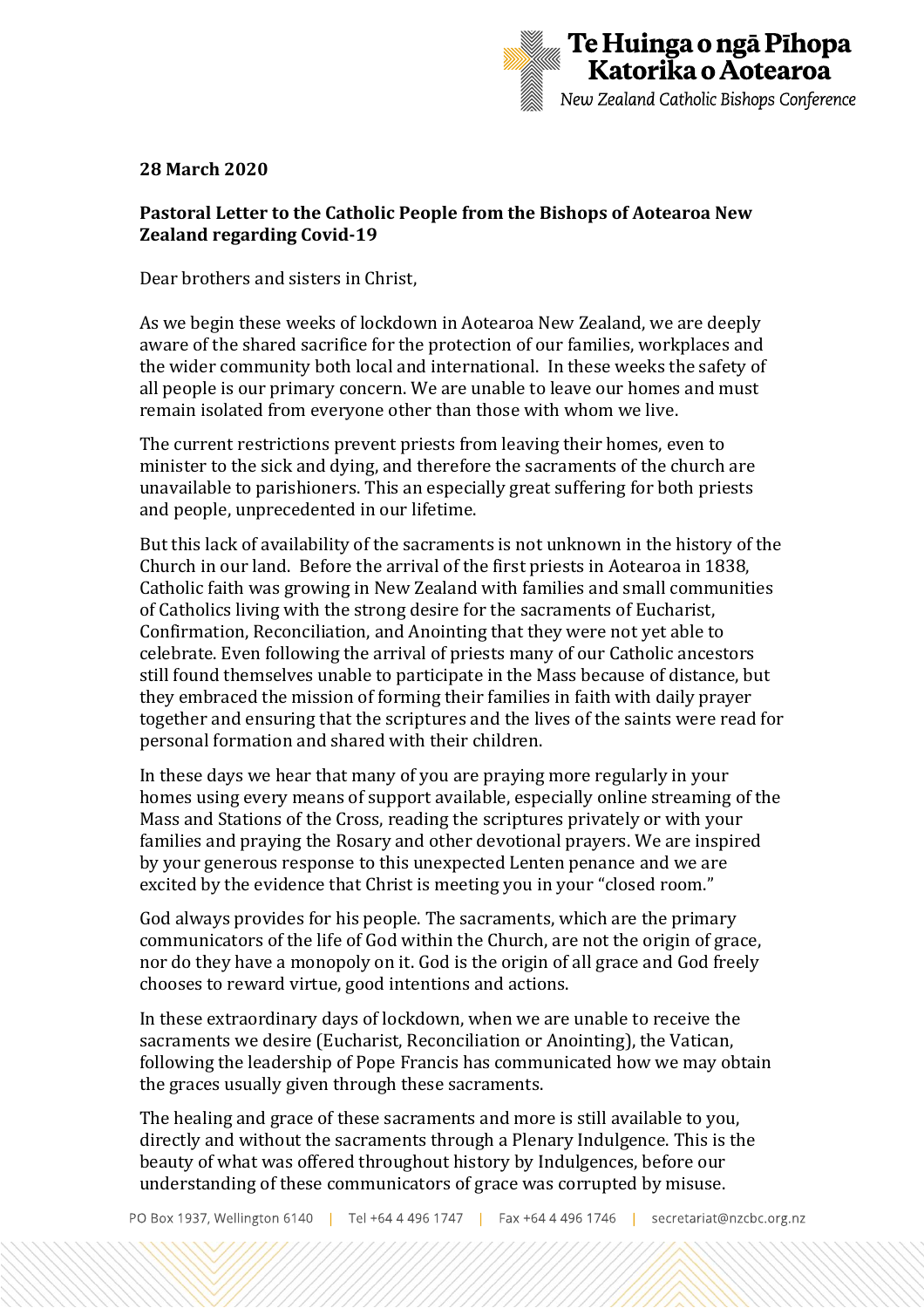**28 March 2020**

**Pastoral Letter to the Catholic People from the Bishops of Aotearoa New Zealand regarding Covid-19**

Dear brothers and sisters in Christ,

As we begin these weeks of lockdown in Aotearoa New Zealand, we are deeply aware of the shared sacrifice for the protection of our families, workplaces and the wider community both local and international. In these weeks the safety of all people is our primary concern. We are unable to leave our homes and must remain isolated from everyone other than those with whom we live.

The current restrictions prevent priests from leaving their homes, even to minister to the sick and dying, and therefore the sacraments of the church are unavailable to parishioners. This an especially great suffering for both priests and people, unprecedented in our lifetime.

But this lack of availability of the sacraments is not unknown in the history of the Church in our land. Before the arrival of the first priests in Aotearoa in 1838, Catholic faith was growing in New Zealand with families and small communities of Catholics living with the strong desire for the sacraments of Eucharist, Confirmation, Reconciliation, and Anointing that they were not yet able to celebrate. Even following the arrival of priests many of our Catholic ancestors still found themselves unable to participate in the Mass because of distance, but they embraced the mission of forming their families in faith with daily prayer together and ensuring that the scriptures and the lives of the saints were read for personal formation and shared with their children.

In these days we hear that many of you are praying more regularly in your homes using every means of support available, especially online streaming of the Mass and Stations of the Cross, reading the scriptures privately or with your families and praying the Rosary and other devotional prayers. We are inspired by your generous response to this unexpected Lenten penance and we are excited by the evidence that Christ is meeting you in your "closed room."

God always provides for his people. The sacraments, which are the primary communicators of the life of God within the Church, are not the origin of grace, nor do they have a monopoly on it. God is the origin of all grace and God freely chooses to reward virtue, good intentions and actions.

In these extraordinary days of lockdown, when we are unable to receive the sacraments we desire (Eucharist, Reconciliation or Anointing), the Vatican, following the leadership of Pope Francis has communicated how we may obtain the graces usually given through these sacraments.

The healing and grace of these sacraments and more is still available to you, directly and without the sacraments through a Plenary Indulgence. This is the beauty of what was offered throughout history by Indulgences, before our understanding of these communicators of grace was corrupted by misuse.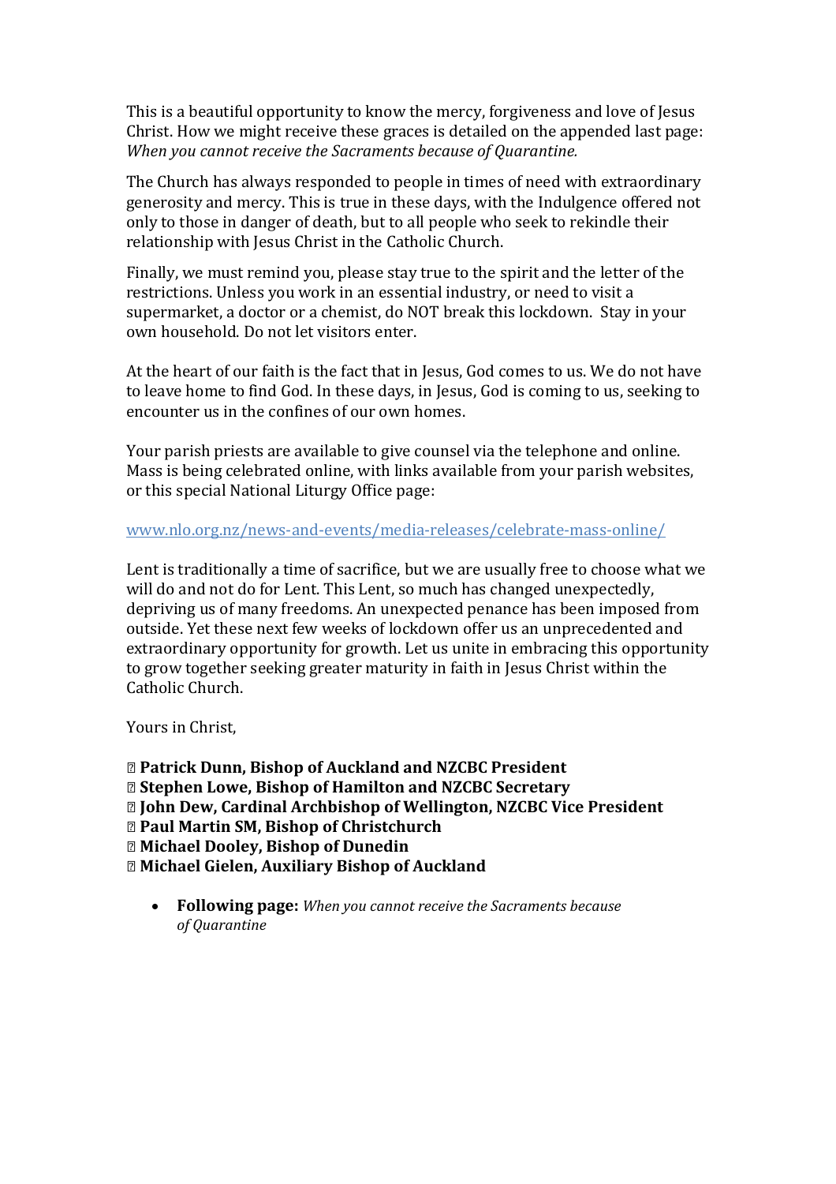This is a beautiful opportunity to know the mercy, forgiveness and love of Jesus Christ. How we might receive these graces is detailed on the appended last page: *When you cannot receive the Sacraments because of Quarantine.*

The Church has always responded to people in times of need with extraordinary generosity and mercy. This is true in these days, with the Indulgence offered not only to those in danger of death, but to all people who seek to rekindle their relationship with Jesus Christ in the Catholic Church.

Finally, we must remind you, please stay true to the spirit and the letter of the restrictions. Unless you work in an essential industry, or need to visit a supermarket, a doctor or a chemist, do NOT break this lockdown. Stay in your own household. Do not let visitors enter.

At the heart of our faith is the fact that in Jesus, God comes to us. We do not have to leave home to find God. In these days, in Jesus, God is coming to us, seeking to encounter us in the confines of our own homes.

Your parish priests are available to give counsel via the telephone and online. Mass is being celebrated online, with links available from your parish websites, or this special National Liturgy Office page:

www.nlo.org.nz/news-and-events/media-releases/celebrate-mass-online/

Lent is traditionally a time of sacrifice, but we are usually free to choose what we will do and not do for Lent. This Lent, so much has changed unexpectedly, depriving us of many freedoms. An unexpected penance has been imposed from outside. Yet these next few weeks of lockdown offer us an unprecedented and extraordinary opportunity for growth. Let us unite in embracing this opportunity to grow together seeking greater maturity in faith in Jesus Christ within the Catholic Church.

Yours in Christ,

**✠ Patrick Dunn, Bishop of Auckland and NZCBC President**
**✠ Stephen Lowe, Bishop of Hamilton and NZCBC Secretary**
**✠ John Dew, Cardinal Archbishop of Wellington, NZCBC Vice President**
**✠ Paul Martin SM, Bishop of Christchurch**
**✠ Michael Dooley, Bishop of Dunedin**
**✠ Michael Gielen, Auxiliary Bishop of Auckland**

- **Following page:** *When you cannot receive the Sacraments because of Quarantine*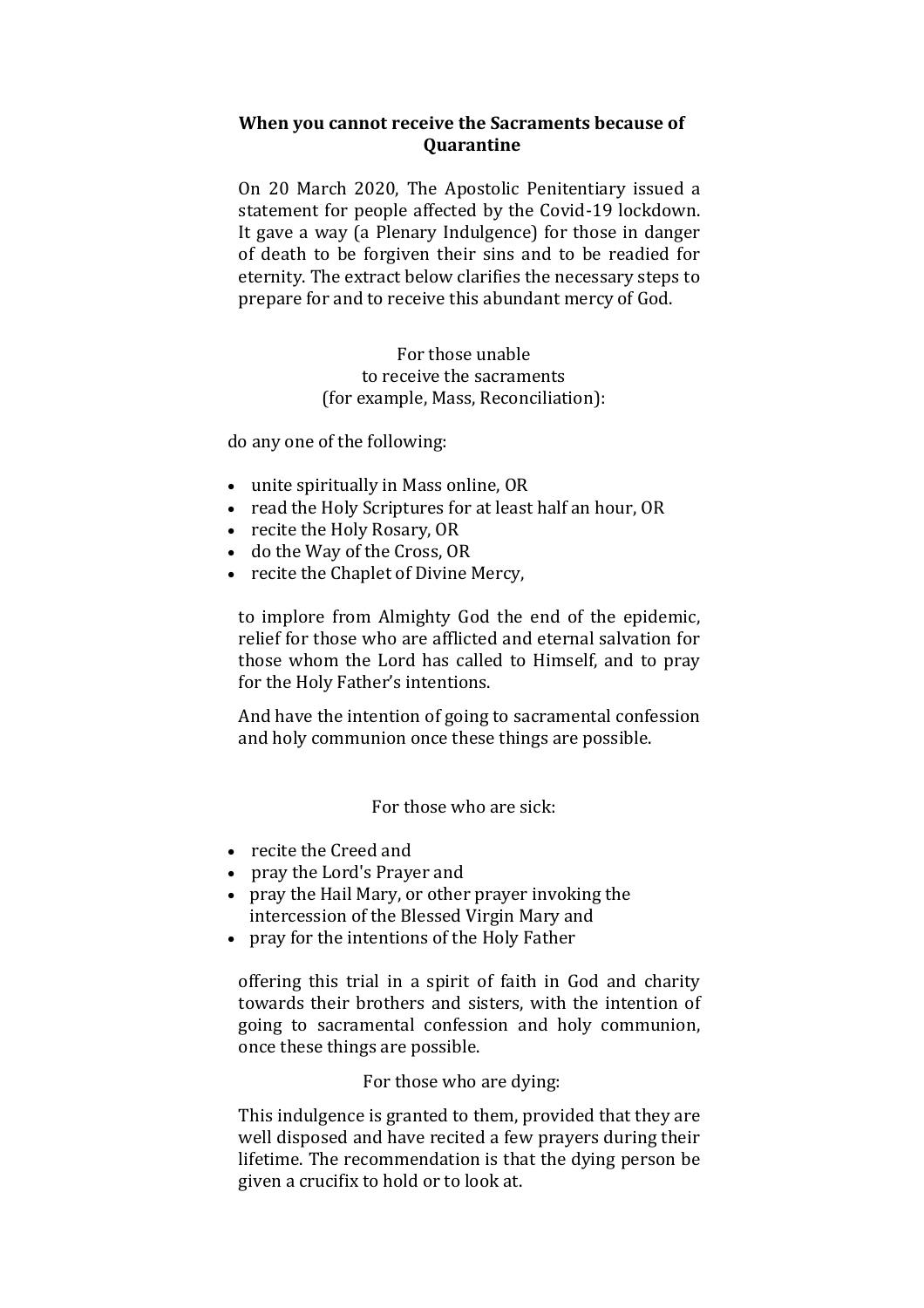## When you cannot receive the Sacraments because of Quarantine

On 20 March 2020, The Apostolic Penitentiary issued a statement for people affected by the Covid-19 lockdown. It gave a way (a Plenary Indulgence) for those in danger of death to be forgiven their sins and to be readied for eternity. The extract below clarifies the necessary steps to prepare for and to receive this abundant mercy of God.

For those unable
to receive the sacraments
(for example, Mass, Reconciliation):

do any one of the following:

- unite spiritually in Mass online, OR
- read the Holy Scriptures for at least half an hour, OR
- recite the Holy Rosary, OR
- do the Way of the Cross, OR
- recite the Chaplet of Divine Mercy,

to implore from Almighty God the end of the epidemic, relief for those who are afflicted and eternal salvation for those whom the Lord has called to Himself, and to pray for the Holy Father's intentions.

And have the intention of going to sacramental confession and holy communion once these things are possible.

For those who are sick:

- recite the Creed and
- pray the Lord's Prayer and
- pray the Hail Mary, or other prayer invoking the intercession of the Blessed Virgin Mary and
- pray for the intentions of the Holy Father

offering this trial in a spirit of faith in God and charity towards their brothers and sisters, with the intention of going to sacramental confession and holy communion, once these things are possible.

For those who are dying:

This indulgence is granted to them, provided that they are well disposed and have recited a few prayers during their lifetime. The recommendation is that the dying person be given a crucifix to hold or to look at.